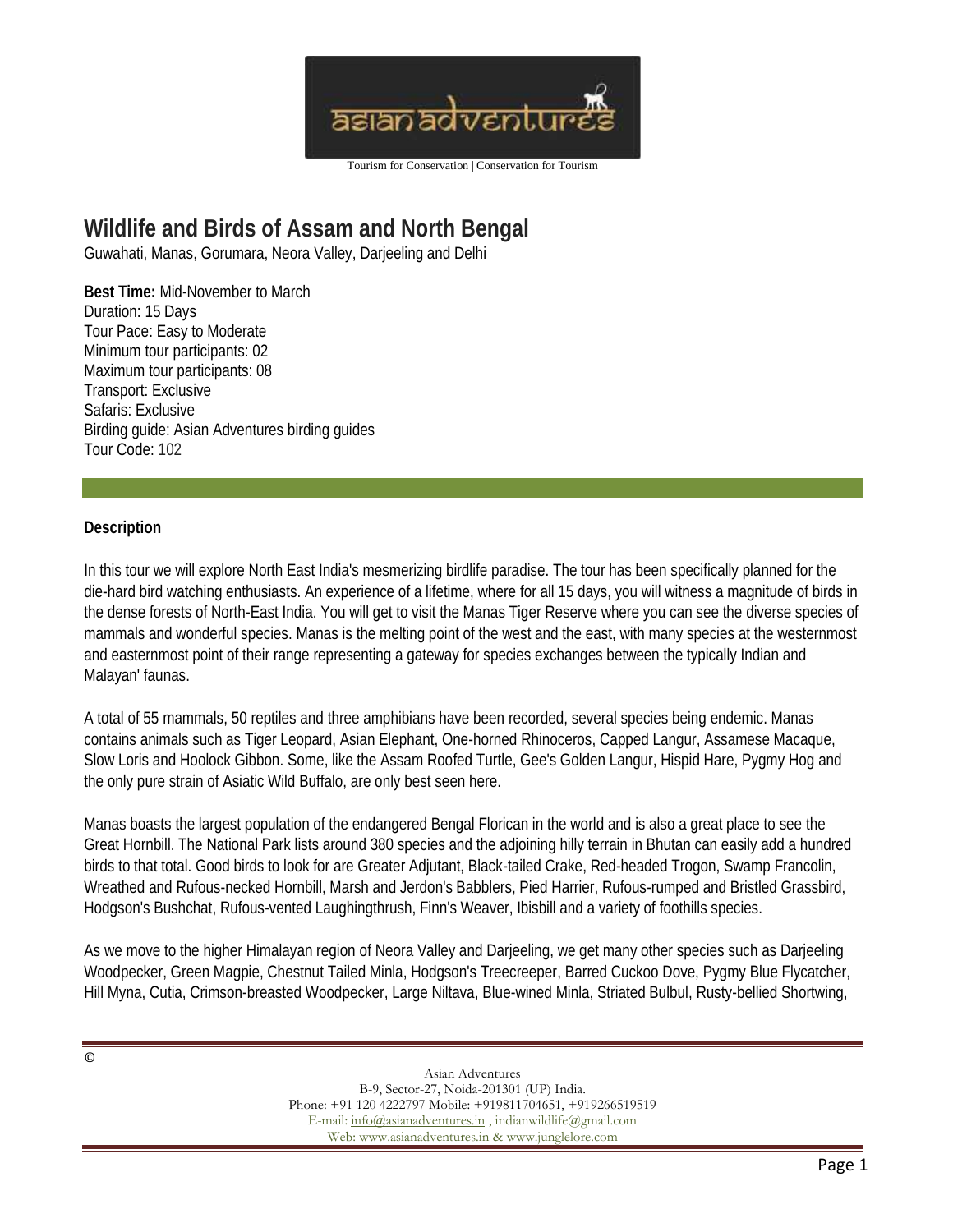Tourism for Conservation | Conservation for Tourism

# Wildlife and Birds of Assam and North Bengal

Guwahati, Manas, Gorumara, Neora Valley, Darjeeling and Delhi

**Best Time:** Mid-November to March
Duration: 15 Days
Tour Pace: Easy to Moderate
Minimum tour participants: 02
Maximum tour participants: 08
Transport: Exclusive
Safaris: Exclusive
Birding guide: Asian Adventures birding guides
Tour Code: 102

## Description

In this tour we will explore North East India's mesmerizing birdlife paradise. The tour has been specifically planned for the die-hard bird watching enthusiasts. An experience of a lifetime, where for all 15 days, you will witness a magnitude of birds in the dense forests of North-East India. You will get to visit the Manas Tiger Reserve where you can see the diverse species of mammals and wonderful species. Manas is the melting point of the west and the east, with many species at the westernmost and easternmost point of their range representing a gateway for species exchanges between the typically Indian and Malayan' faunas.

A total of 55 mammals, 50 reptiles and three amphibians have been recorded, several species being endemic. Manas contains animals such as Tiger Leopard, Asian Elephant, One-horned Rhinoceros, Capped Langur, Assamese Macaque, Slow Loris and Hoolock Gibbon. Some, like the Assam Roofed Turtle, Gee's Golden Langur, Hispid Hare, Pygmy Hog and the only pure strain of Asiatic Wild Buffalo, are only best seen here.

Manas boasts the largest population of the endangered Bengal Florican in the world and is also a great place to see the Great Hornbill. The National Park lists around 380 species and the adjoining hilly terrain in Bhutan can easily add a hundred birds to that total. Good birds to look for are Greater Adjutant, Black-tailed Crake, Red-headed Trogon, Swamp Francolin, Wreathed and Rufous-necked Hornbill, Marsh and Jerdon's Babblers, Pied Harrier, Rufous-rumped and Bristled Grassbird, Hodgson's Bushchat, Rufous-vented Laughingthrush, Finn's Weaver, Ibisbill and a variety of foothills species.

As we move to the higher Himalayan region of Neora Valley and Darjeeling, we get many other species such as Darjeeling Woodpecker, Green Magpie, Chestnut Tailed Minla, Hodgson's Treecreeper, Barred Cuckoo Dove, Pygmy Blue Flycatcher, Hill Myna, Cutia, Crimson-breasted Woodpecker, Large Niltava, Blue-wined Minla, Striated Bulbul, Rusty-bellied Shortwing,

©

Asian Adventures
B-9, Sector-27, Noida-201301 (UP) India.
Phone: +91 120 4222797 Mobile: +919811704651, +919266519519
E-mail: info@asianadventures.in , indianwildlife@gmail.com
Web: www.asianadventures.in & www.junglelore.com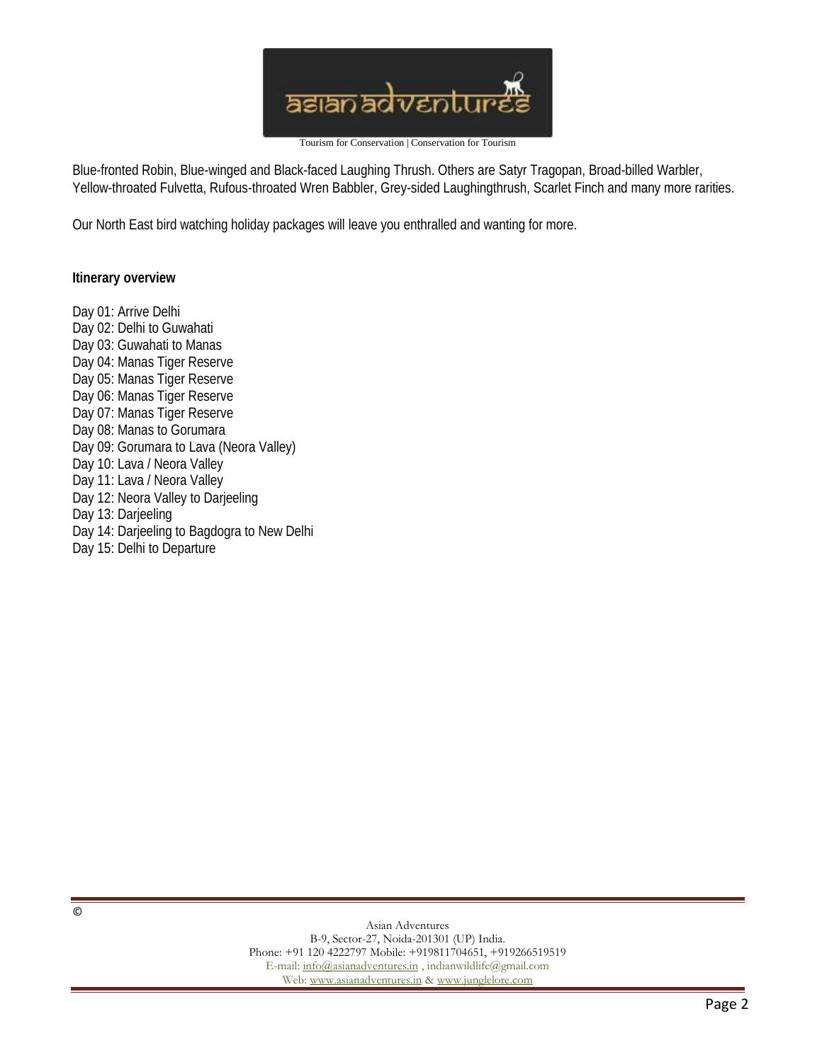Blue-fronted Robin, Blue-winged and Black-faced Laughing Thrush. Others are Satyr Tragopan, Broad-billed Warbler, Yellow-throated Fulvetta, Rufous-throated Wren Babbler, Grey-sided Laughingthrush, Scarlet Finch and many more rarities.

Our North East bird watching holiday packages will leave you enthralled and wanting for more.

**Itinerary overview**

Day 01: Arrive Delhi
Day 02: Delhi to Guwahati
Day 03: Guwahati to Manas
Day 04: Manas Tiger Reserve
Day 05: Manas Tiger Reserve
Day 06: Manas Tiger Reserve
Day 07: Manas Tiger Reserve
Day 08: Manas to Gorumara
Day 09: Gorumara to Lava (Neora Valley)
Day 10: Lava / Neora Valley
Day 11: Lava / Neora Valley
Day 12: Neora Valley to Darjeeling
Day 13: Darjeeling
Day 14: Darjeeling to Bagdogra to New Delhi
Day 15: Delhi to Departure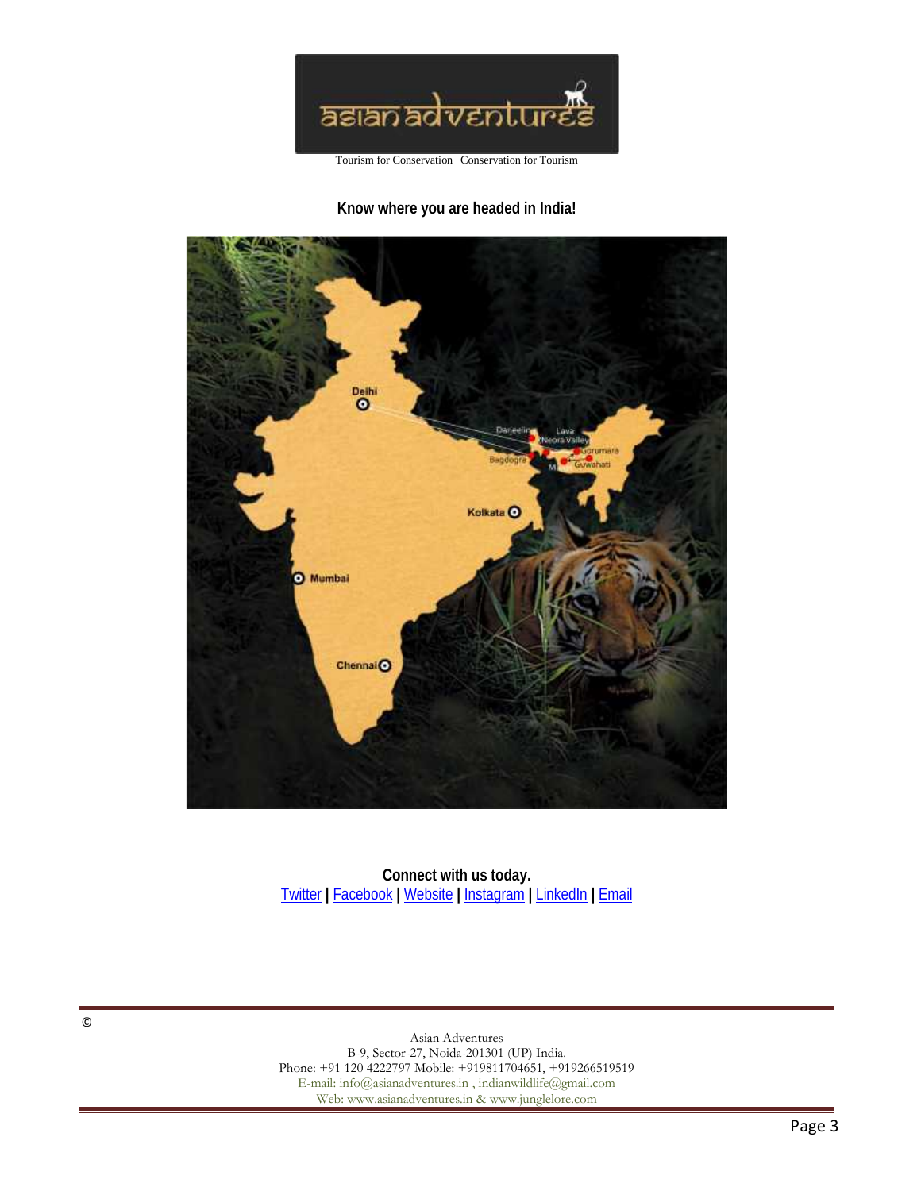Tourism for Conservation | Conservation for Tourism

**Know where you are headed in India!**

**Connect with us today.**
Twitter | Facebook | Website | Instagram | LinkedIn | Email

©

Asian Adventures
B-9, Sector-27, Noida-201301 (UP) India.
Phone: +91 120 4222797 Mobile: +919811704651, +919266519519
E-mail: info@asianadventures.in , indianwildlife@gmail.com
Web: www.asianadventures.in & www.junglelore.com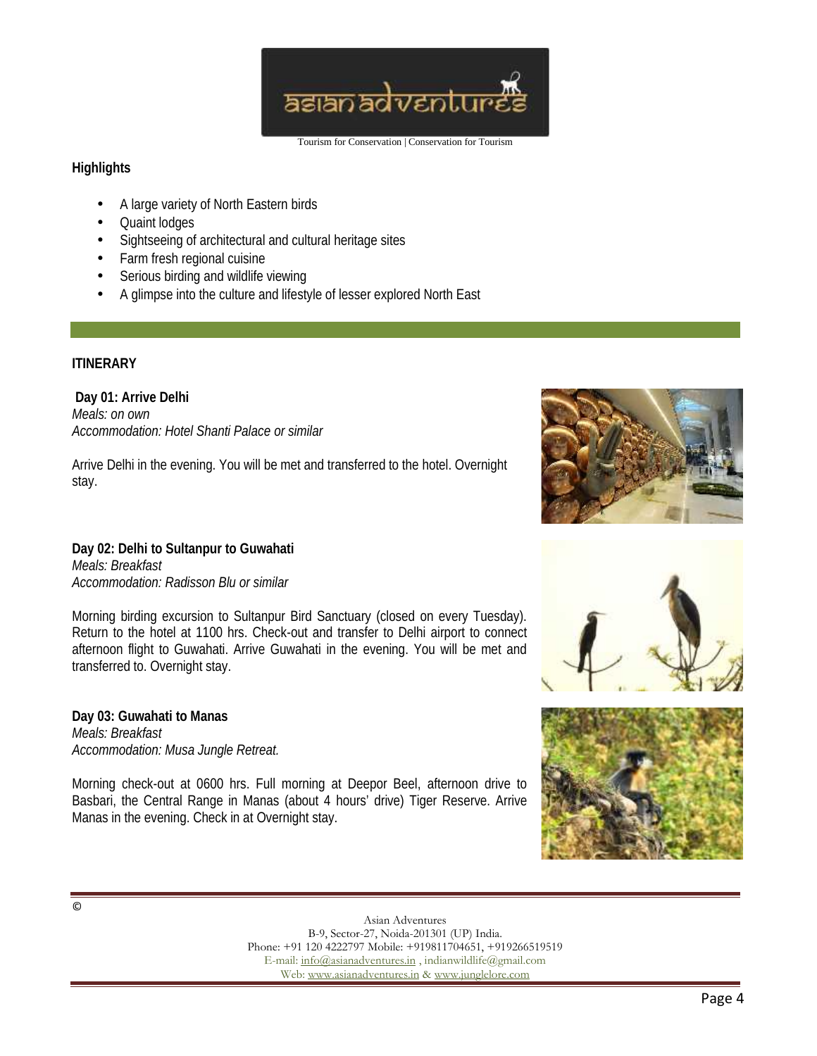## Highlights

- A large variety of North Eastern birds
- Quaint lodges
- Sightseeing of architectural and cultural heritage sites
- Farm fresh regional cuisine
- Serious birding and wildlife viewing
- A glimpse into the culture and lifestyle of lesser explored North East

## ITINERARY

**Day 01: Arrive Delhi**
*Meals: on own*
*Accommodation: Hotel Shanti Palace or similar*

Arrive Delhi in the evening. You will be met and transferred to the hotel. Overnight stay.

**Day 02: Delhi to Sultanpur to Guwahati**
*Meals: Breakfast*
*Accommodation: Radisson Blu or similar*

Morning birding excursion to Sultanpur Bird Sanctuary (closed on every Tuesday). Return to the hotel at 1100 hrs. Check-out and transfer to Delhi airport to connect afternoon flight to Guwahati. Arrive Guwahati in the evening. You will be met and transferred to. Overnight stay.

**Day 03: Guwahati to Manas**
*Meals: Breakfast*
*Accommodation: Musa Jungle Retreat.*

Morning check-out at 0600 hrs. Full morning at Deepor Beel, afternoon drive to Basbari, the Central Range in Manas (about 4 hours' drive) Tiger Reserve. Arrive Manas in the evening. Check in at Overnight stay.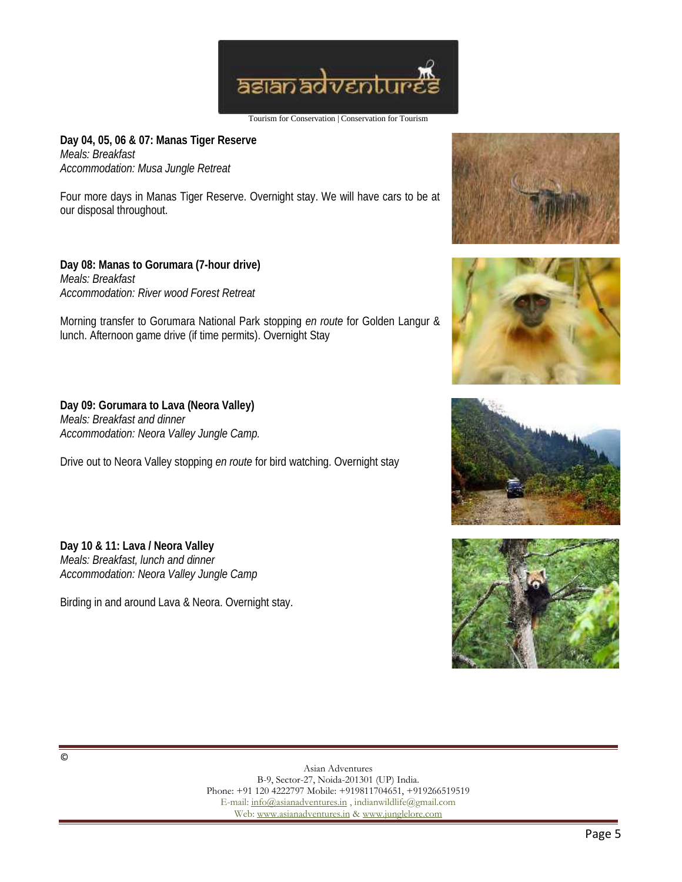**Day 04, 05, 06 & 07: Manas Tiger Reserve**
*Meals: Breakfast*
*Accommodation: Musa Jungle Retreat*

Four more days in Manas Tiger Reserve. Overnight stay. We will have cars to be at our disposal throughout.

**Day 08: Manas to Gorumara (7-hour drive)**
*Meals: Breakfast*
*Accommodation: River wood Forest Retreat*

Morning transfer to Gorumara National Park stopping *en route* for Golden Langur & lunch. Afternoon game drive (if time permits). Overnight Stay

**Day 09: Gorumara to Lava (Neora Valley)**
*Meals: Breakfast and dinner*
*Accommodation: Neora Valley Jungle Camp.*

Drive out to Neora Valley stopping *en route* for bird watching. Overnight stay

**Day 10 & 11: Lava / Neora Valley**
*Meals: Breakfast, lunch and dinner*
*Accommodation: Neora Valley Jungle Camp*

Birding in and around Lava & Neora. Overnight stay.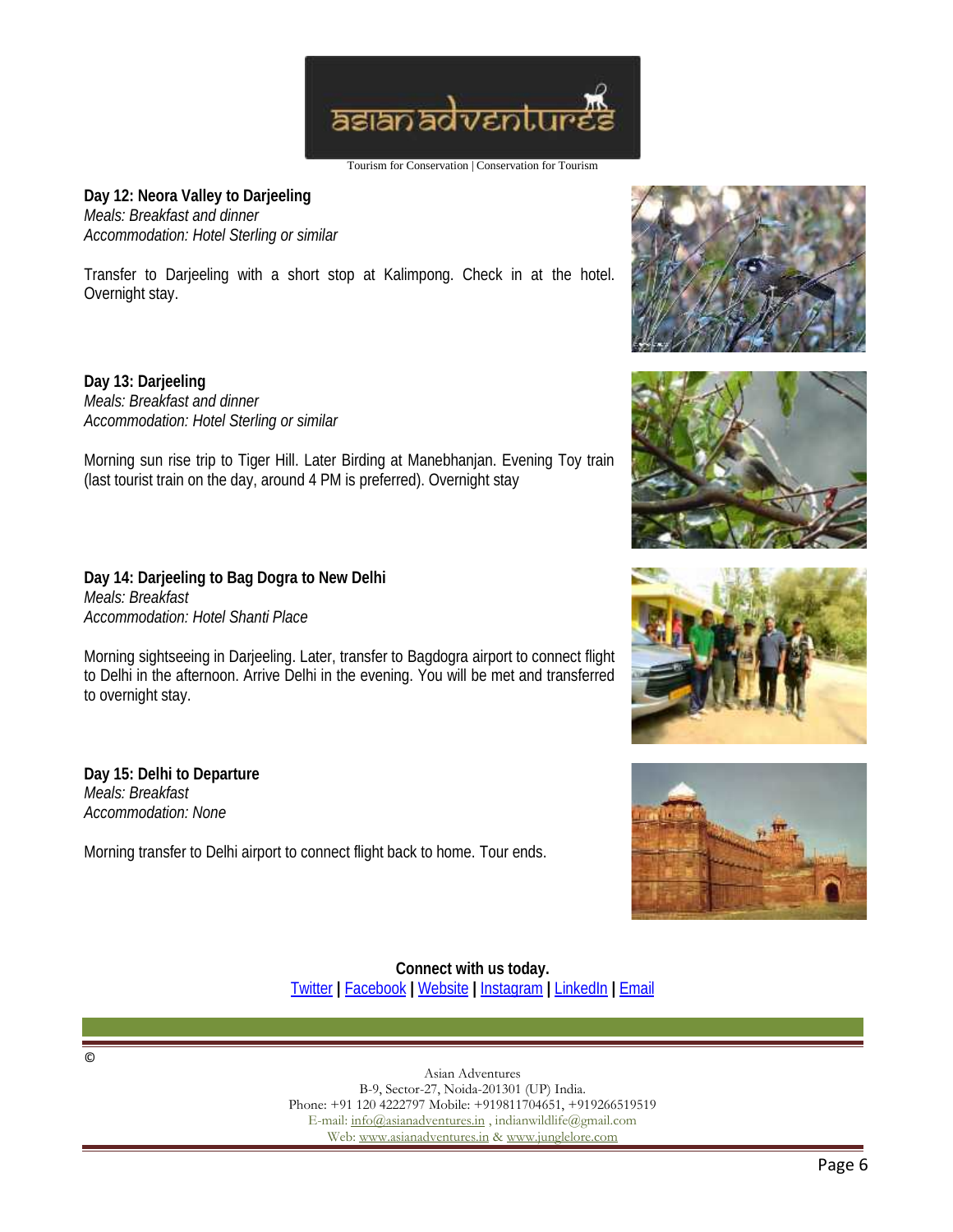**Day 12: Neora Valley to Darjeeling**
*Meals: Breakfast and dinner*
*Accommodation: Hotel Sterling or similar*

Transfer to Darjeeling with a short stop at Kalimpong. Check in at the hotel. Overnight stay.

**Day 13: Darjeeling**
*Meals: Breakfast and dinner*
*Accommodation: Hotel Sterling or similar*

Morning sun rise trip to Tiger Hill. Later Birding at Manebhanjan. Evening Toy train (last tourist train on the day, around 4 PM is preferred). Overnight stay

**Day 14: Darjeeling to Bag Dogra to New Delhi**
*Meals: Breakfast*
*Accommodation: Hotel Shanti Place*

Morning sightseeing in Darjeeling. Later, transfer to Bagdogra airport to connect flight to Delhi in the afternoon. Arrive Delhi in the evening. You will be met and transferred to overnight stay.

**Day 15: Delhi to Departure**
*Meals: Breakfast*
*Accommodation: None*

Morning transfer to Delhi airport to connect flight back to home. Tour ends.

**Connect with us today.**
Twitter | Facebook | Website | Instagram | LinkedIn | Email

©

Asian Adventures
B-9, Sector-27, Noida-201301 (UP) India.
Phone: +91 120 4222797 Mobile: +919811704651, +919266519519
E-mail: info@asianadventures.in , indianwildlife@gmail.com
Web: www.asianadventures.in & www.junglelore.com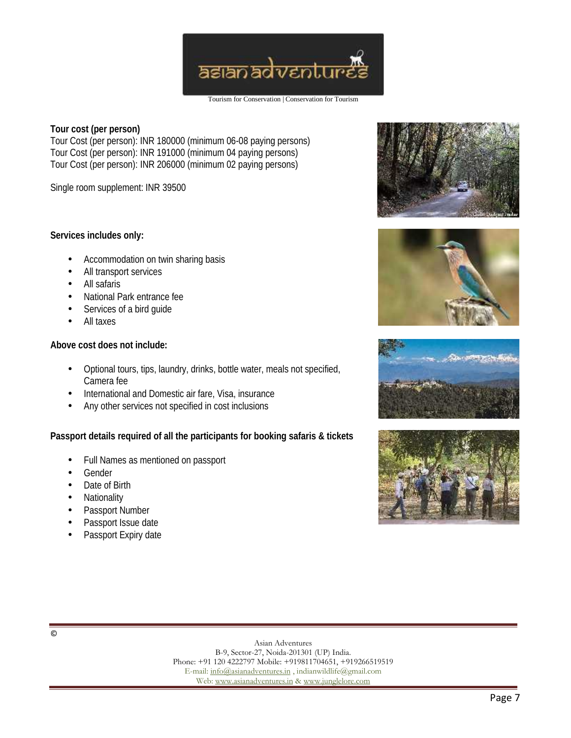**Tour cost (per person)**

Tour Cost (per person): INR 180000 (minimum 06-08 paying persons)
Tour Cost (per person): INR 191000 (minimum 04 paying persons)
Tour Cost (per person): INR 206000 (minimum 02 paying persons)

Single room supplement: INR 39500

**Services includes only:**

- Accommodation on twin sharing basis
- All transport services
- All safaris
- National Park entrance fee
- Services of a bird guide
- All taxes

**Above cost does not include:**

- Optional tours, tips, laundry, drinks, bottle water, meals not specified, Camera fee
- International and Domestic air fare, Visa, insurance
- Any other services not specified in cost inclusions

**Passport details required of all the participants for booking safaris & tickets**

- Full Names as mentioned on passport
- Gender
- Date of Birth
- Nationality
- Passport Number
- Passport Issue date
- Passport Expiry date